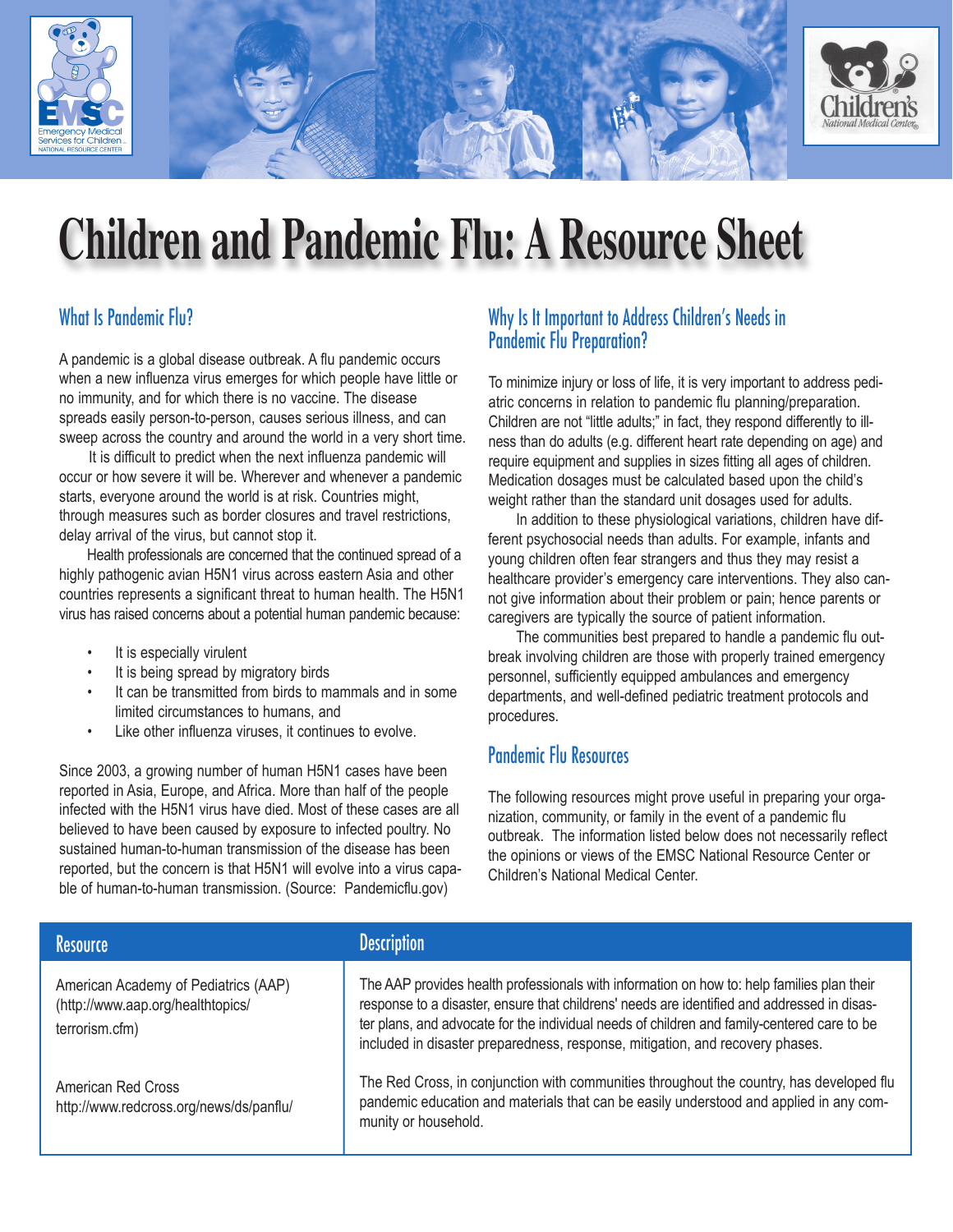# Children and Pandemic Flu: A Resource Sheet

## What Is Pandemic Flu?

A pandemic is a global disease outbreak. A flu pandemic occurs when a new influenza virus emerges for which people have little or no immunity, and for which there is no vaccine. The disease spreads easily person-to-person, causes serious illness, and can sweep across the country and around the world in a very short time.

It is difficult to predict when the next influenza pandemic will occur or how severe it will be. Wherever and whenever a pandemic starts, everyone around the world is at risk. Countries might, through measures such as border closures and travel restrictions, delay arrival of the virus, but cannot stop it.

Health professionals are concerned that the continued spread of a highly pathogenic avian H5N1 virus across eastern Asia and other countries represents a significant threat to human health. The H5N1 virus has raised concerns about a potential human pandemic because:

- It is especially virulent
- It is being spread by migratory birds
- It can be transmitted from birds to mammals and in some limited circumstances to humans, and
- Like other influenza viruses, it continues to evolve.

Since 2003, a growing number of human H5N1 cases have been reported in Asia, Europe, and Africa. More than half of the people infected with the H5N1 virus have died. Most of these cases are all believed to have been caused by exposure to infected poultry. No sustained human-to-human transmission of the disease has been reported, but the concern is that H5N1 will evolve into a virus capable of human-to-human transmission. (Source: Pandemicflu.gov)

## Why Is It Important to Address Children's Needs in Pandemic Flu Preparation?

To minimize injury or loss of life, it is very important to address pediatric concerns in relation to pandemic flu planning/preparation. Children are not "little adults;" in fact, they respond differently to illness than do adults (e.g. different heart rate depending on age) and require equipment and supplies in sizes fitting all ages of children. Medication dosages must be calculated based upon the child's weight rather than the standard unit dosages used for adults.

In addition to these physiological variations, children have different psychosocial needs than adults. For example, infants and young children often fear strangers and thus they may resist a healthcare provider's emergency care interventions. They also cannot give information about their problem or pain; hence parents or caregivers are typically the source of patient information.

The communities best prepared to handle a pandemic flu outbreak involving children are those with properly trained emergency personnel, sufficiently equipped ambulances and emergency departments, and well-defined pediatric treatment protocols and procedures.

## Pandemic Flu Resources

The following resources might prove useful in preparing your organization, community, or family in the event of a pandemic flu outbreak. The information listed below does not necessarily reflect the opinions or views of the EMSC National Resource Center or Children's National Medical Center.

| Resource | Description |
|---|---|
| American Academy of Pediatrics (AAP) (http://www.aap.org/healthtopics/terrorism.cfm) | The AAP provides health professionals with information on how to: help families plan their response to a disaster, ensure that childrens' needs are identified and addressed in disaster plans, and advocate for the individual needs of children and family-centered care to be included in disaster preparedness, response, mitigation, and recovery phases. |
| American Red Cross http://www.redcross.org/news/ds/panflu/ | The Red Cross, in conjunction with communities throughout the country, has developed flu pandemic education and materials that can be easily understood and applied in any community or household. |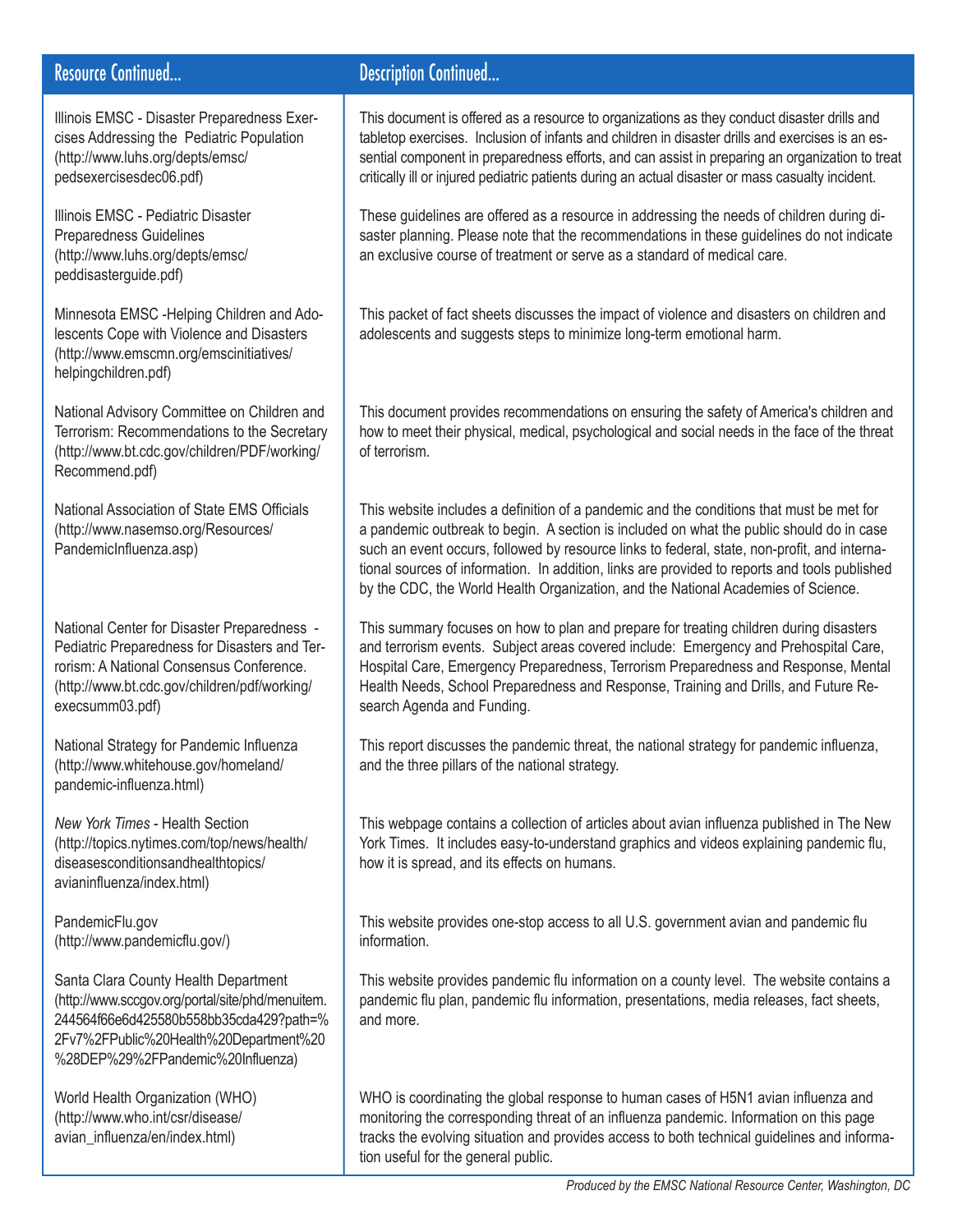| Resource Continued... | Description Continued... |
|---|---|
| Illinois EMSC - Disaster Preparedness Exercises Addressing the Pediatric Population (http://www.luhs.org/depts/emsc/pedsexercisesdec06.pdf) | This document is offered as a resource to organizations as they conduct disaster drills and tabletop exercises. Inclusion of infants and children in disaster drills and exercises is an essential component in preparedness efforts, and can assist in preparing an organization to treat critically ill or injured pediatric patients during an actual disaster or mass casualty incident. |
| Illinois EMSC - Pediatric Disaster Preparedness Guidelines (http://www.luhs.org/depts/emsc/peddisasterguide.pdf) | These guidelines are offered as a resource in addressing the needs of children during disaster planning. Please note that the recommendations in these guidelines do not indicate an exclusive course of treatment or serve as a standard of medical care. |
| Minnesota EMSC -Helping Children and Adolescents Cope with Violence and Disasters (http://www.emscmn.org/emscinitiatives/helpingchildren.pdf) | This packet of fact sheets discusses the impact of violence and disasters on children and adolescents and suggests steps to minimize long-term emotional harm. |
| National Advisory Committee on Children and Terrorism: Recommendations to the Secretary (http://www.bt.cdc.gov/children/PDF/working/Recommend.pdf) | This document provides recommendations on ensuring the safety of America's children and how to meet their physical, medical, psychological and social needs in the face of the threat of terrorism. |
| National Association of State EMS Officials (http://www.nasemso.org/Resources/PandemicInfluenza.asp) | This website includes a definition of a pandemic and the conditions that must be met for a pandemic outbreak to begin. A section is included on what the public should do in case such an event occurs, followed by resource links to federal, state, non-profit, and international sources of information. In addition, links are provided to reports and tools published by the CDC, the World Health Organization, and the National Academies of Science. |
| National Center for Disaster Preparedness - Pediatric Preparedness for Disasters and Terrorism: A National Consensus Conference. (http://www.bt.cdc.gov/children/pdf/working/execsumm03.pdf) | This summary focuses on how to plan and prepare for treating children during disasters and terrorism events. Subject areas covered include: Emergency and Prehospital Care, Hospital Care, Emergency Preparedness, Terrorism Preparedness and Response, Mental Health Needs, School Preparedness and Response, Training and Drills, and Future Research Agenda and Funding. |
| National Strategy for Pandemic Influenza (http://www.whitehouse.gov/homeland/pandemic-influenza.html) | This report discusses the pandemic threat, the national strategy for pandemic influenza, and the three pillars of the national strategy. |
| *New York Times* - Health Section (http://topics.nytimes.com/top/news/health/diseasesconditionsandhealthtopics/avianinfluenza/index.html) | This webpage contains a collection of articles about avian influenza published in The New York Times. It includes easy-to-understand graphics and videos explaining pandemic flu, how it is spread, and its effects on humans. |
| PandemicFlu.gov (http://www.pandemicflu.gov/) | This website provides one-stop access to all U.S. government avian and pandemic flu information. |
| Santa Clara County Health Department (http://www.sccgov.org/portal/site/phd/menuitem.244564f66e6d425580b558bb35cda429?path=%2Fv7%2FPublic%20Health%20Department%20%28DEP%29%2FPandemic%20Influenza) | This website provides pandemic flu information on a county level. The website contains a pandemic flu plan, pandemic flu information, presentations, media releases, fact sheets, and more. |
| World Health Organization (WHO) (http://www.who.int/csr/disease/avian_influenza/en/index.html) | WHO is coordinating the global response to human cases of H5N1 avian influenza and monitoring the corresponding threat of an influenza pandemic. Information on this page tracks the evolving situation and provides access to both technical guidelines and information useful for the general public. |

*Produced by the EMSC National Resource Center, Washington, DC*